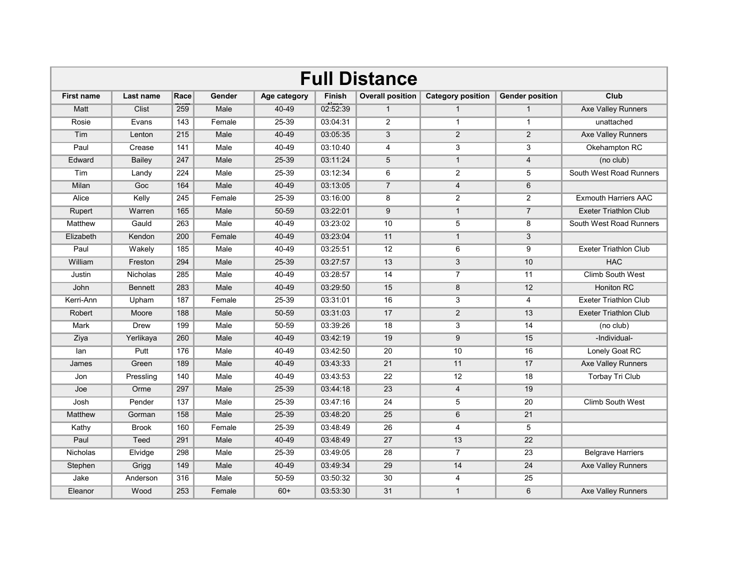# Full Distance

| First name | Last name | Race num | Gender | Age category | Finish time | Overall position | Category position | Gender position | Club |
|---|---|---|---|---|---|---|---|---|---|
| Matt | Clist | 259 | Male | 40-49 | 02:52:39 | 1 | 1 | 1 | Axe Valley Runners |
| Rosie | Evans | 143 | Female | 25-39 | 03:04:31 | 2 | 1 | 1 | unattached |
| Tim | Lenton | 215 | Male | 40-49 | 03:05:35 | 3 | 2 | 2 | Axe Valley Runners |
| Paul | Crease | 141 | Male | 40-49 | 03:10:40 | 4 | 3 | 3 | Okehampton RC |
| Edward | Bailey | 247 | Male | 25-39 | 03:11:24 | 5 | 1 | 4 | (no club) |
| Tim | Landy | 224 | Male | 25-39 | 03:12:34 | 6 | 2 | 5 | South West Road Runners |
| Milan | Goc | 164 | Male | 40-49 | 03:13:05 | 7 | 4 | 6 | |
| Alice | Kelly | 245 | Female | 25-39 | 03:16:00 | 8 | 2 | 2 | Exmouth Harriers AAC |
| Rupert | Warren | 165 | Male | 50-59 | 03:22:01 | 9 | 1 | 7 | Exeter Triathlon Club |
| Matthew | Gauld | 263 | Male | 40-49 | 03:23:02 | 10 | 5 | 8 | South West Road Runners |
| Elizabeth | Kendon | 200 | Female | 40-49 | 03:23:04 | 11 | 1 | 3 | |
| Paul | Wakely | 185 | Male | 40-49 | 03:25:51 | 12 | 6 | 9 | Exeter Triathlon Club |
| William | Freston | 294 | Male | 25-39 | 03:27:57 | 13 | 3 | 10 | HAC |
| Justin | Nicholas | 285 | Male | 40-49 | 03:28:57 | 14 | 7 | 11 | Climb South West |
| John | Bennett | 283 | Male | 40-49 | 03:29:50 | 15 | 8 | 12 | Honiton RC |
| Kerri-Ann | Upham | 187 | Female | 25-39 | 03:31:01 | 16 | 3 | 4 | Exeter Triathlon Club |
| Robert | Moore | 188 | Male | 50-59 | 03:31:03 | 17 | 2 | 13 | Exeter Triathlon Club |
| Mark | Drew | 199 | Male | 50-59 | 03:39:26 | 18 | 3 | 14 | (no club) |
| Ziya | Yerlikaya | 260 | Male | 40-49 | 03:42:19 | 19 | 9 | 15 | -Individual- |
| Ian | Putt | 176 | Male | 40-49 | 03:42:50 | 20 | 10 | 16 | Lonely Goat RC |
| James | Green | 189 | Male | 40-49 | 03:43:33 | 21 | 11 | 17 | Axe Valley Runners |
| Jon | Pressling | 140 | Male | 40-49 | 03:43:53 | 22 | 12 | 18 | Torbay Tri Club |
| Joe | Orme | 297 | Male | 25-39 | 03:44:18 | 23 | 4 | 19 | |
| Josh | Pender | 137 | Male | 25-39 | 03:47:16 | 24 | 5 | 20 | Climb South West |
| Matthew | Gorman | 158 | Male | 25-39 | 03:48:20 | 25 | 6 | 21 | |
| Kathy | Brook | 160 | Female | 25-39 | 03:48:49 | 26 | 4 | 5 | |
| Paul | Teed | 291 | Male | 40-49 | 03:48:49 | 27 | 13 | 22 | |
| Nicholas | Elvidge | 298 | Male | 25-39 | 03:49:05 | 28 | 7 | 23 | Belgrave Harriers |
| Stephen | Grigg | 149 | Male | 40-49 | 03:49:34 | 29 | 14 | 24 | Axe Valley Runners |
| Jake | Anderson | 316 | Male | 50-59 | 03:50:32 | 30 | 4 | 25 | |
| Eleanor | Wood | 253 | Female | 60+ | 03:53:30 | 31 | 1 | 6 | Axe Valley Runners |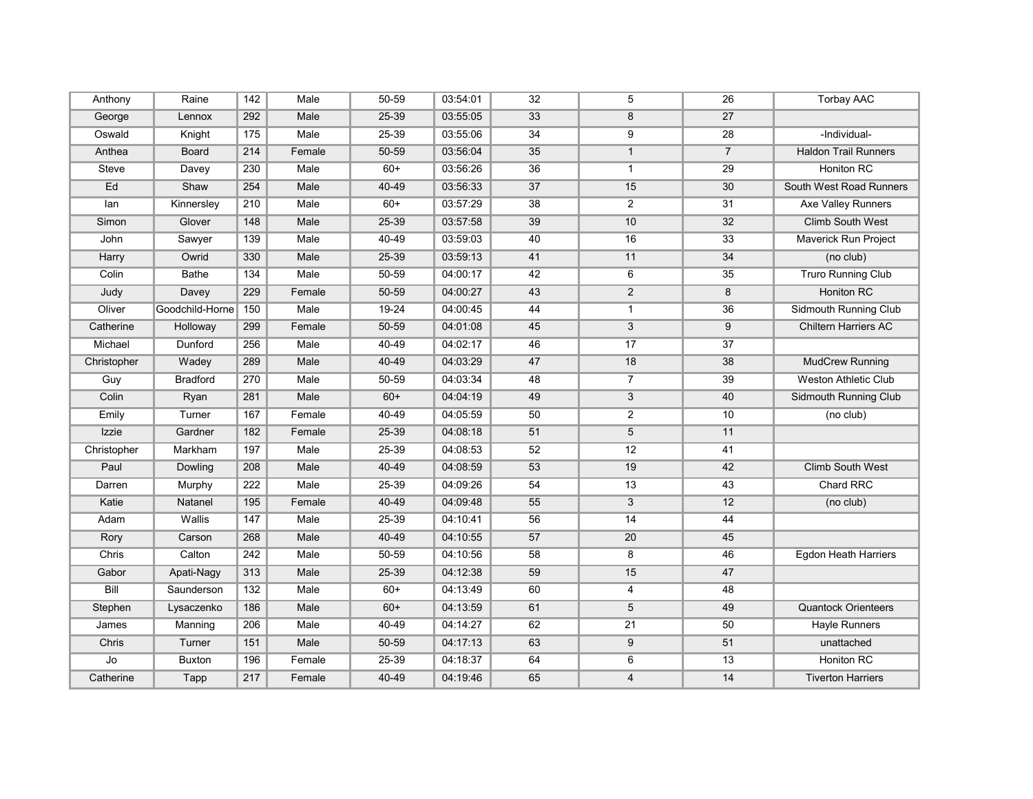| | | | | | | | | | |
|---|---|---|---|---|---|---|---|---|---|
| Anthony | Raine | 142 | Male | 50-59 | 03:54:01 | 32 | 5 | 26 | Torbay AAC |
| George | Lennox | 292 | Male | 25-39 | 03:55:05 | 33 | 8 | 27 | |
| Oswald | Knight | 175 | Male | 25-39 | 03:55:06 | 34 | 9 | 28 | -Individual- |
| Anthea | Board | 214 | Female | 50-59 | 03:56:04 | 35 | 1 | 7 | Haldon Trail Runners |
| Steve | Davey | 230 | Male | 60+ | 03:56:26 | 36 | 1 | 29 | Honiton RC |
| Ed | Shaw | 254 | Male | 40-49 | 03:56:33 | 37 | 15 | 30 | South West Road Runners |
| Ian | Kinnersley | 210 | Male | 60+ | 03:57:29 | 38 | 2 | 31 | Axe Valley Runners |
| Simon | Glover | 148 | Male | 25-39 | 03:57:58 | 39 | 10 | 32 | Climb South West |
| John | Sawyer | 139 | Male | 40-49 | 03:59:03 | 40 | 16 | 33 | Maverick Run Project |
| Harry | Owrid | 330 | Male | 25-39 | 03:59:13 | 41 | 11 | 34 | (no club) |
| Colin | Bathe | 134 | Male | 50-59 | 04:00:17 | 42 | 6 | 35 | Truro Running Club |
| Judy | Davey | 229 | Female | 50-59 | 04:00:27 | 43 | 2 | 8 | Honiton RC |
| Oliver | Goodchild-Horne | 150 | Male | 19-24 | 04:00:45 | 44 | 1 | 36 | Sidmouth Running Club |
| Catherine | Holloway | 299 | Female | 50-59 | 04:01:08 | 45 | 3 | 9 | Chiltern Harriers AC |
| Michael | Dunford | 256 | Male | 40-49 | 04:02:17 | 46 | 17 | 37 | |
| Christopher | Wadey | 289 | Male | 40-49 | 04:03:29 | 47 | 18 | 38 | MudCrew Running |
| Guy | Bradford | 270 | Male | 50-59 | 04:03:34 | 48 | 7 | 39 | Weston Athletic Club |
| Colin | Ryan | 281 | Male | 60+ | 04:04:19 | 49 | 3 | 40 | Sidmouth Running Club |
| Emily | Turner | 167 | Female | 40-49 | 04:05:59 | 50 | 2 | 10 | (no club) |
| Izzie | Gardner | 182 | Female | 25-39 | 04:08:18 | 51 | 5 | 11 | |
| Christopher | Markham | 197 | Male | 25-39 | 04:08:53 | 52 | 12 | 41 | |
| Paul | Dowling | 208 | Male | 40-49 | 04:08:59 | 53 | 19 | 42 | Climb South West |
| Darren | Murphy | 222 | Male | 25-39 | 04:09:26 | 54 | 13 | 43 | Chard RRC |
| Katie | Natanel | 195 | Female | 40-49 | 04:09:48 | 55 | 3 | 12 | (no club) |
| Adam | Wallis | 147 | Male | 25-39 | 04:10:41 | 56 | 14 | 44 | |
| Rory | Carson | 268 | Male | 40-49 | 04:10:55 | 57 | 20 | 45 | |
| Chris | Calton | 242 | Male | 50-59 | 04:10:56 | 58 | 8 | 46 | Egdon Heath Harriers |
| Gabor | Apati-Nagy | 313 | Male | 25-39 | 04:12:38 | 59 | 15 | 47 | |
| Bill | Saunderson | 132 | Male | 60+ | 04:13:49 | 60 | 4 | 48 | |
| Stephen | Lysaczenko | 186 | Male | 60+ | 04:13:59 | 61 | 5 | 49 | Quantock Orienteers |
| James | Manning | 206 | Male | 40-49 | 04:14:27 | 62 | 21 | 50 | Hayle Runners |
| Chris | Turner | 151 | Male | 50-59 | 04:17:13 | 63 | 9 | 51 | unattached |
| Jo | Buxton | 196 | Female | 25-39 | 04:18:37 | 64 | 6 | 13 | Honiton RC |
| Catherine | Tapp | 217 | Female | 40-49 | 04:19:46 | 65 | 4 | 14 | Tiverton Harriers |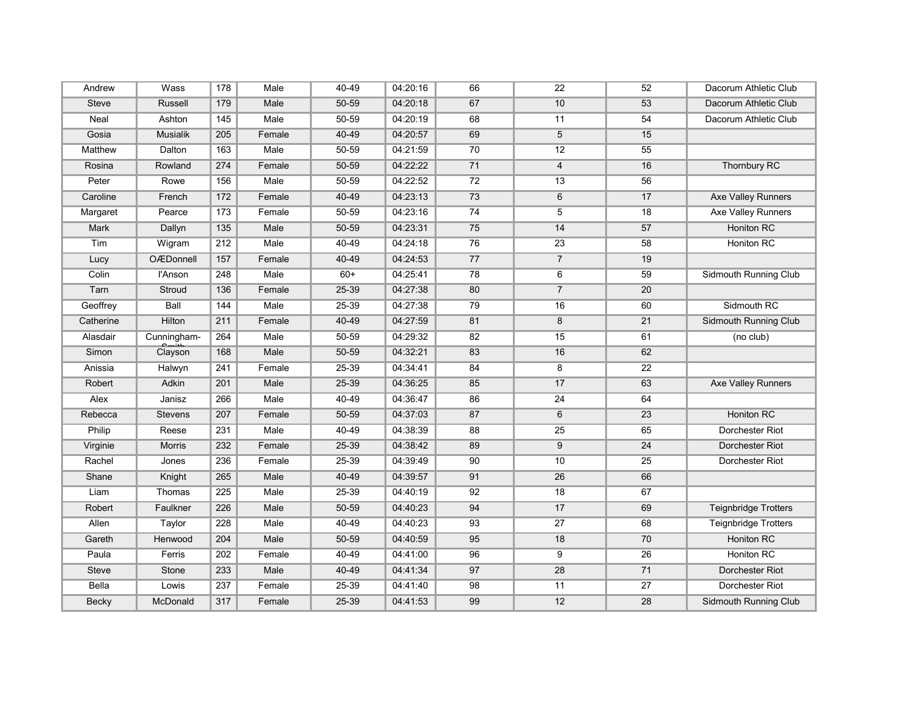| | | | | | | | | | |
|---|---|---|---|---|---|---|---|---|---|
| Andrew | Wass | 178 | Male | 40-49 | 04:20:16 | 66 | 22 | 52 | Dacorum Athletic Club |
| Steve | Russell | 179 | Male | 50-59 | 04:20:18 | 67 | 10 | 53 | Dacorum Athletic Club |
| Neal | Ashton | 145 | Male | 50-59 | 04:20:19 | 68 | 11 | 54 | Dacorum Athletic Club |
| Gosia | Musialik | 205 | Female | 40-49 | 04:20:57 | 69 | 5 | 15 | |
| Matthew | Dalton | 163 | Male | 50-59 | 04:21:59 | 70 | 12 | 55 | |
| Rosina | Rowland | 274 | Female | 50-59 | 04:22:22 | 71 | 4 | 16 | Thornbury RC |
| Peter | Rowe | 156 | Male | 50-59 | 04:22:52 | 72 | 13 | 56 | |
| Caroline | French | 172 | Female | 40-49 | 04:23:13 | 73 | 6 | 17 | Axe Valley Runners |
| Margaret | Pearce | 173 | Female | 50-59 | 04:23:16 | 74 | 5 | 18 | Axe Valley Runners |
| Mark | Dallyn | 135 | Male | 50-59 | 04:23:31 | 75 | 14 | 57 | Honiton RC |
| Tim | Wigram | 212 | Male | 40-49 | 04:24:18 | 76 | 23 | 58 | Honiton RC |
| Lucy | OÆDonnell | 157 | Female | 40-49 | 04:24:53 | 77 | 7 | 19 | |
| Colin | I'Anson | 248 | Male | 60+ | 04:25:41 | 78 | 6 | 59 | Sidmouth Running Club |
| Tarn | Stroud | 136 | Female | 25-39 | 04:27:38 | 80 | 7 | 20 | |
| Geoffrey | Ball | 144 | Male | 25-39 | 04:27:38 | 79 | 16 | 60 | Sidmouth RC |
| Catherine | Hilton | 211 | Female | 40-49 | 04:27:59 | 81 | 8 | 21 | Sidmouth Running Club |
| Alasdair | Cunningham-Smith | 264 | Male | 50-59 | 04:29:32 | 82 | 15 | 61 | (no club) |
| Simon | Clayson | 168 | Male | 50-59 | 04:32:21 | 83 | 16 | 62 | |
| Anissia | Halwyn | 241 | Female | 25-39 | 04:34:41 | 84 | 8 | 22 | |
| Robert | Adkin | 201 | Male | 25-39 | 04:36:25 | 85 | 17 | 63 | Axe Valley Runners |
| Alex | Janisz | 266 | Male | 40-49 | 04:36:47 | 86 | 24 | 64 | |
| Rebecca | Stevens | 207 | Female | 50-59 | 04:37:03 | 87 | 6 | 23 | Honiton RC |
| Philip | Reese | 231 | Male | 40-49 | 04:38:39 | 88 | 25 | 65 | Dorchester Riot |
| Virginie | Morris | 232 | Female | 25-39 | 04:38:42 | 89 | 9 | 24 | Dorchester Riot |
| Rachel | Jones | 236 | Female | 25-39 | 04:39:49 | 90 | 10 | 25 | Dorchester Riot |
| Shane | Knight | 265 | Male | 40-49 | 04:39:57 | 91 | 26 | 66 | |
| Liam | Thomas | 225 | Male | 25-39 | 04:40:19 | 92 | 18 | 67 | |
| Robert | Faulkner | 226 | Male | 50-59 | 04:40:23 | 94 | 17 | 69 | Teignbridge Trotters |
| Allen | Taylor | 228 | Male | 40-49 | 04:40:23 | 93 | 27 | 68 | Teignbridge Trotters |
| Gareth | Henwood | 204 | Male | 50-59 | 04:40:59 | 95 | 18 | 70 | Honiton RC |
| Paula | Ferris | 202 | Female | 40-49 | 04:41:00 | 96 | 9 | 26 | Honiton RC |
| Steve | Stone | 233 | Male | 40-49 | 04:41:34 | 97 | 28 | 71 | Dorchester Riot |
| Bella | Lowis | 237 | Female | 25-39 | 04:41:40 | 98 | 11 | 27 | Dorchester Riot |
| Becky | McDonald | 317 | Female | 25-39 | 04:41:53 | 99 | 12 | 28 | Sidmouth Running Club |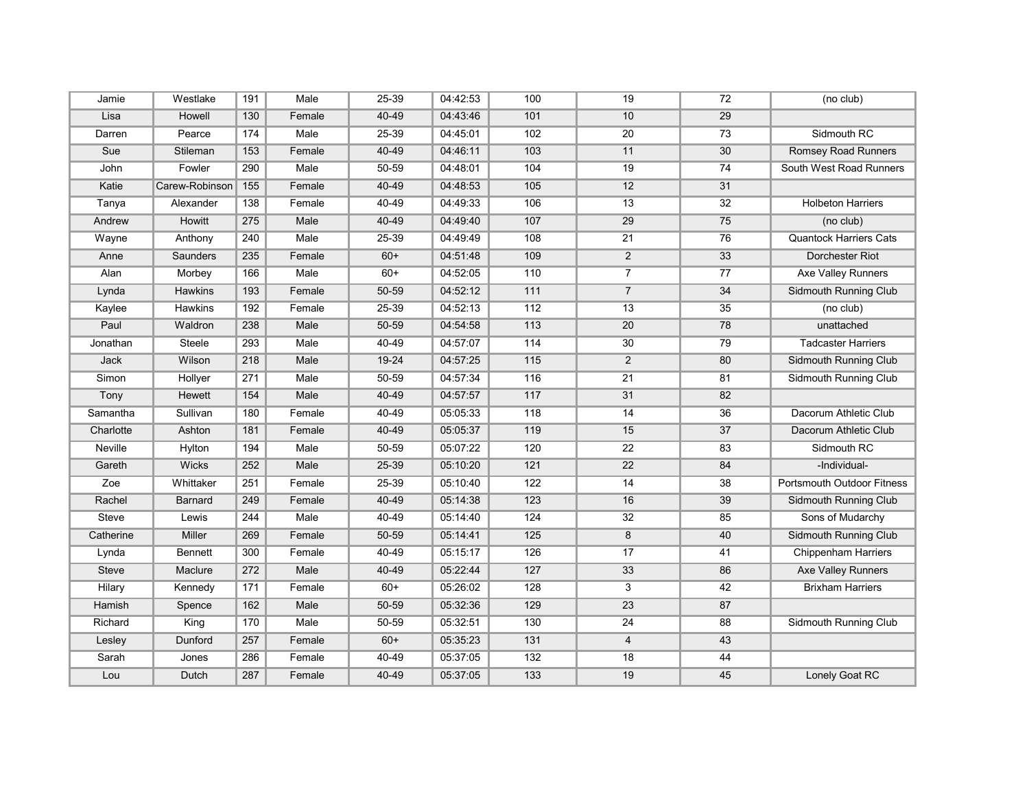| | | | | | | | | | |
|---|---|---|---|---|---|---|---|---|---|
| Jamie | Westlake | 191 | Male | 25-39 | 04:42:53 | 100 | 19 | 72 | (no club) |
| Lisa | Howell | 130 | Female | 40-49 | 04:43:46 | 101 | 10 | 29 | |
| Darren | Pearce | 174 | Male | 25-39 | 04:45:01 | 102 | 20 | 73 | Sidmouth RC |
| Sue | Stileman | 153 | Female | 40-49 | 04:46:11 | 103 | 11 | 30 | Romsey Road Runners |
| John | Fowler | 290 | Male | 50-59 | 04:48:01 | 104 | 19 | 74 | South West Road Runners |
| Katie | Carew-Robinson | 155 | Female | 40-49 | 04:48:53 | 105 | 12 | 31 | |
| Tanya | Alexander | 138 | Female | 40-49 | 04:49:33 | 106 | 13 | 32 | Holbeton Harriers |
| Andrew | Howitt | 275 | Male | 40-49 | 04:49:40 | 107 | 29 | 75 | (no club) |
| Wayne | Anthony | 240 | Male | 25-39 | 04:49:49 | 108 | 21 | 76 | Quantock Harriers Cats |
| Anne | Saunders | 235 | Female | 60+ | 04:51:48 | 109 | 2 | 33 | Dorchester Riot |
| Alan | Morbey | 166 | Male | 60+ | 04:52:05 | 110 | 7 | 77 | Axe Valley Runners |
| Lynda | Hawkins | 193 | Female | 50-59 | 04:52:12 | 111 | 7 | 34 | Sidmouth Running Club |
| Kaylee | Hawkins | 192 | Female | 25-39 | 04:52:13 | 112 | 13 | 35 | (no club) |
| Paul | Waldron | 238 | Male | 50-59 | 04:54:58 | 113 | 20 | 78 | unattached |
| Jonathan | Steele | 293 | Male | 40-49 | 04:57:07 | 114 | 30 | 79 | Tadcaster Harriers |
| Jack | Wilson | 218 | Male | 19-24 | 04:57:25 | 115 | 2 | 80 | Sidmouth Running Club |
| Simon | Hollyer | 271 | Male | 50-59 | 04:57:34 | 116 | 21 | 81 | Sidmouth Running Club |
| Tony | Hewett | 154 | Male | 40-49 | 04:57:57 | 117 | 31 | 82 | |
| Samantha | Sullivan | 180 | Female | 40-49 | 05:05:33 | 118 | 14 | 36 | Dacorum Athletic Club |
| Charlotte | Ashton | 181 | Female | 40-49 | 05:05:37 | 119 | 15 | 37 | Dacorum Athletic Club |
| Neville | Hylton | 194 | Male | 50-59 | 05:07:22 | 120 | 22 | 83 | Sidmouth RC |
| Gareth | Wicks | 252 | Male | 25-39 | 05:10:20 | 121 | 22 | 84 | -Individual- |
| Zoe | Whittaker | 251 | Female | 25-39 | 05:10:40 | 122 | 14 | 38 | Portsmouth Outdoor Fitness |
| Rachel | Barnard | 249 | Female | 40-49 | 05:14:38 | 123 | 16 | 39 | Sidmouth Running Club |
| Steve | Lewis | 244 | Male | 40-49 | 05:14:40 | 124 | 32 | 85 | Sons of Mudarchy |
| Catherine | Miller | 269 | Female | 50-59 | 05:14:41 | 125 | 8 | 40 | Sidmouth Running Club |
| Lynda | Bennett | 300 | Female | 40-49 | 05:15:17 | 126 | 17 | 41 | Chippenham Harriers |
| Steve | Maclure | 272 | Male | 40-49 | 05:22:44 | 127 | 33 | 86 | Axe Valley Runners |
| Hilary | Kennedy | 171 | Female | 60+ | 05:26:02 | 128 | 3 | 42 | Brixham Harriers |
| Hamish | Spence | 162 | Male | 50-59 | 05:32:36 | 129 | 23 | 87 | |
| Richard | King | 170 | Male | 50-59 | 05:32:51 | 130 | 24 | 88 | Sidmouth Running Club |
| Lesley | Dunford | 257 | Female | 60+ | 05:35:23 | 131 | 4 | 43 | |
| Sarah | Jones | 286 | Female | 40-49 | 05:37:05 | 132 | 18 | 44 | |
| Lou | Dutch | 287 | Female | 40-49 | 05:37:05 | 133 | 19 | 45 | Lonely Goat RC |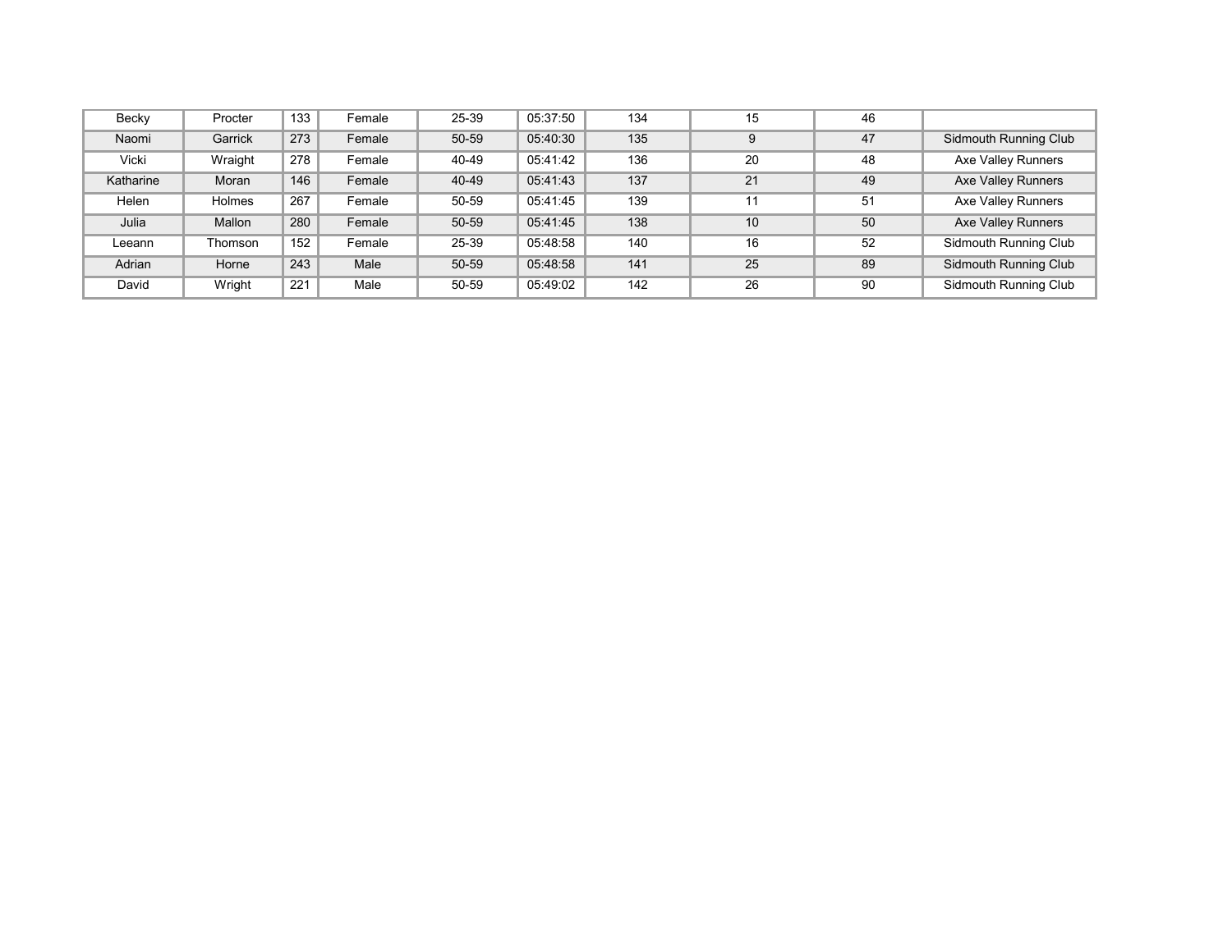| | | | | | | | | | |
|---|---|---|---|---|---|---|---|---|---|
| Becky | Procter | 133 | Female | 25-39 | 05:37:50 | 134 | 15 | 46 | |
| Naomi | Garrick | 273 | Female | 50-59 | 05:40:30 | 135 | 9 | 47 | Sidmouth Running Club |
| Vicki | Wraight | 278 | Female | 40-49 | 05:41:42 | 136 | 20 | 48 | Axe Valley Runners |
| Katharine | Moran | 146 | Female | 40-49 | 05:41:43 | 137 | 21 | 49 | Axe Valley Runners |
| Helen | Holmes | 267 | Female | 50-59 | 05:41:45 | 139 | 11 | 51 | Axe Valley Runners |
| Julia | Mallon | 280 | Female | 50-59 | 05:41:45 | 138 | 10 | 50 | Axe Valley Runners |
| Leeann | Thomson | 152 | Female | 25-39 | 05:48:58 | 140 | 16 | 52 | Sidmouth Running Club |
| Adrian | Horne | 243 | Male | 50-59 | 05:48:58 | 141 | 25 | 89 | Sidmouth Running Club |
| David | Wright | 221 | Male | 50-59 | 05:49:02 | 142 | 26 | 90 | Sidmouth Running Club |